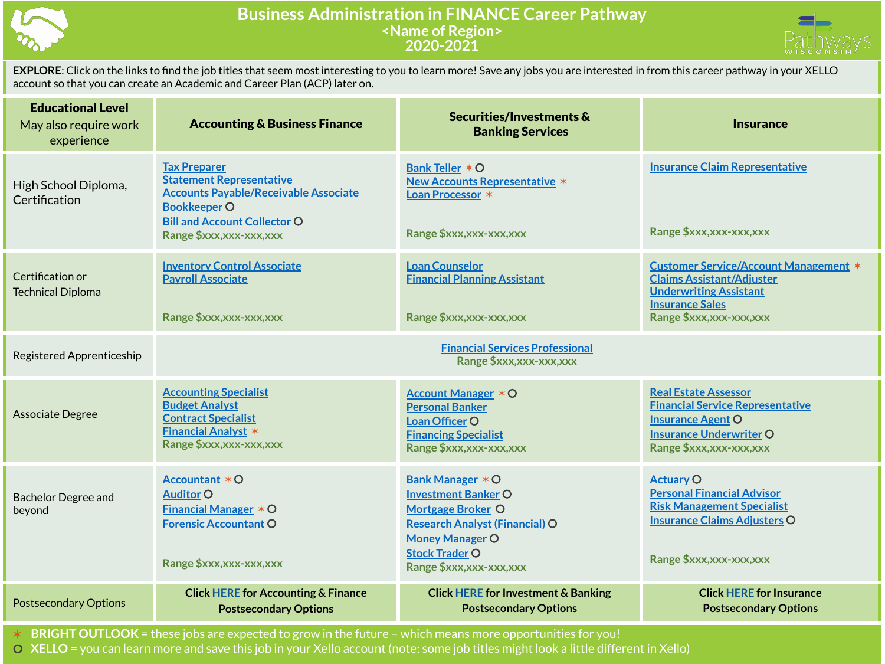# Business Administration in FINANCE Career Pathway

## <Name of Region>

## 2020-2021

**EXPLORE**: Click on the links to find the job titles that seem most interesting to you to learn more! Save any jobs you are interested in from this career pathway in your XELLO account so that you can create an Academic and Career Plan (ACP) later on.

| **Educational Level** May also require work experience | **Accounting & Business Finance** | **Securities/Investments & Banking Services** | **Insurance** |
|---|---|---|---|
| High School Diploma, Certification | Tax Preparer<br>Statement Representative<br>Accounts Payable/Receivable Associate<br>Bookkeeper O<br>Bill and Account Collector O<br>Range $xxx,xxx-xxx,xxx | Bank Teller ✶ O<br>New Accounts Representative ✶<br>Loan Processor ✶<br>Range $xxx,xxx-xxx,xxx | Insurance Claim Representative<br>Range $xxx,xxx-xxx,xxx |
| Certification or Technical Diploma | Inventory Control Associate<br>Payroll Associate<br>Range $xxx,xxx-xxx,xxx | Loan Counselor<br>Financial Planning Assistant<br>Range $xxx,xxx-xxx,xxx | Customer Service/Account Management ✶<br>Claims Assistant/Adjuster<br>Underwriting Assistant<br>Insurance Sales<br>Range $xxx,xxx-xxx,xxx |
| Registered Apprenticeship | Financial Services Professional<br>Range $xxx,xxx-xxx,xxx | | |
| Associate Degree | Accounting Specialist<br>Budget Analyst<br>Contract Specialist<br>Financial Analyst ✶<br>Range $xxx,xxx-xxx,xxx | Account Manager ✶ O<br>Personal Banker<br>Loan Officer O<br>Financing Specialist<br>Range $xxx,xxx-xxx,xxx | Real Estate Assessor<br>Financial Service Representative<br>Insurance Agent O<br>Insurance Underwriter O<br>Range $xxx,xxx-xxx,xxx |
| Bachelor Degree and beyond | Accountant ✶ O<br>Auditor O<br>Financial Manager ✶ O<br>Forensic Accountant O<br>Range $xxx,xxx-xxx,xxx | Bank Manager ✶ O<br>Investment Banker O<br>Mortgage Broker O<br>Research Analyst (Financial) O<br>Money Manager O<br>Stock Trader O<br>Range $xxx,xxx-xxx,xxx | Actuary O<br>Personal Financial Advisor<br>Risk Management Specialist<br>Insurance Claims Adjusters O<br>Range $xxx,xxx-xxx,xxx |
| Postsecondary Options | Click HERE for Accounting & Finance Postsecondary Options | Click HERE for Investment & Banking Postsecondary Options | Click HERE for Insurance Postsecondary Options |

✶ **BRIGHT OUTLOOK** = these jobs are expected to grow in the future – which means more opportunities for you!

O **XELLO** = you can learn more and save this job in your Xello account (note: some job titles might look a little different in Xello)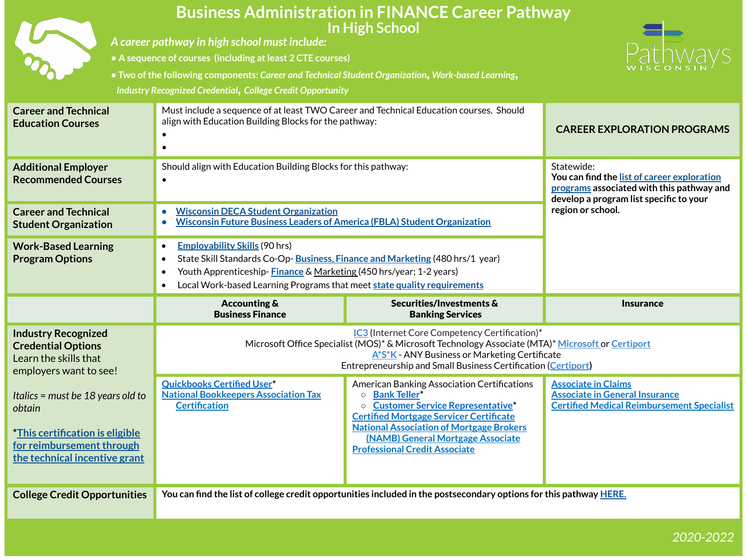# Business Administration in FINANCE Career Pathway
## In High School

*A career pathway in high school must include:*

- A sequence of courses (including at least 2 CTE courses)
- Two of the following components: *Career and Technical Student Organization, Work-based Learning, Industry Recognized Credential, College Credit Opportunity*

| | | | |
|---|---|---|---|
| **Career and Technical Education Courses** | Must include a sequence of at least TWO Career and Technical Education courses. Should align with Education Building Blocks for the pathway: • • | | **CAREER EXPLORATION PROGRAMS** |
| **Additional Employer Recommended Courses** | Should align with Education Building Blocks for this pathway: • | | Statewide: **You can find the list of career exploration programs associated with this pathway and develop a program list specific to your region or school.** |
| **Career and Technical Student Organization** | • Wisconsin DECA Student Organization • Wisconsin Future Business Leaders of America (FBLA) Student Organization | | |
| **Work-Based Learning Program Options** | • Employability Skills (90 hrs) • State Skill Standards Co-Op- Business, Finance and Marketing (480 hrs/1 year) • Youth Apprenticeship- Finance & Marketing (450 hrs/year; 1-2 years) • Local Work-based Learning Programs that meet state quality requirements | | |
| | **Accounting & Business Finance** | **Securities/Investments & Banking Services** | **Insurance** |
| **Industry Recognized Credential Options** Learn the skills that employers want to see! *Italics = must be 18 years old to obtain* *This certification is eligible for reimbursement through the technical incentive grant | IC3 (Internet Core Competency Certification)* Microsoft Office Specialist (MOS)* & Microsoft Technology Associate (MTA)* Microsoft or Certiport A*S*K - ANY Business or Marketing Certificate Entrepreneurship and Small Business Certification (Certiport) | | |
| | Quickbooks Certified User* National Bookkeepers Association Tax Certification | American Banking Association Certifications ○ Bank Teller* ○ Customer Service Representative* Certified Mortgage Servicer Certificate National Association of Mortgage Brokers (NAMB) General Mortgage Associate Professional Credit Associate | Associate in Claims Associate in General Insurance Certified Medical Reimbursement Specialist |
| **College Credit Opportunities** | **You can find the list of college credit opportunities included in the postsecondary options for this pathway HERE.** | | |

*2020-2022*